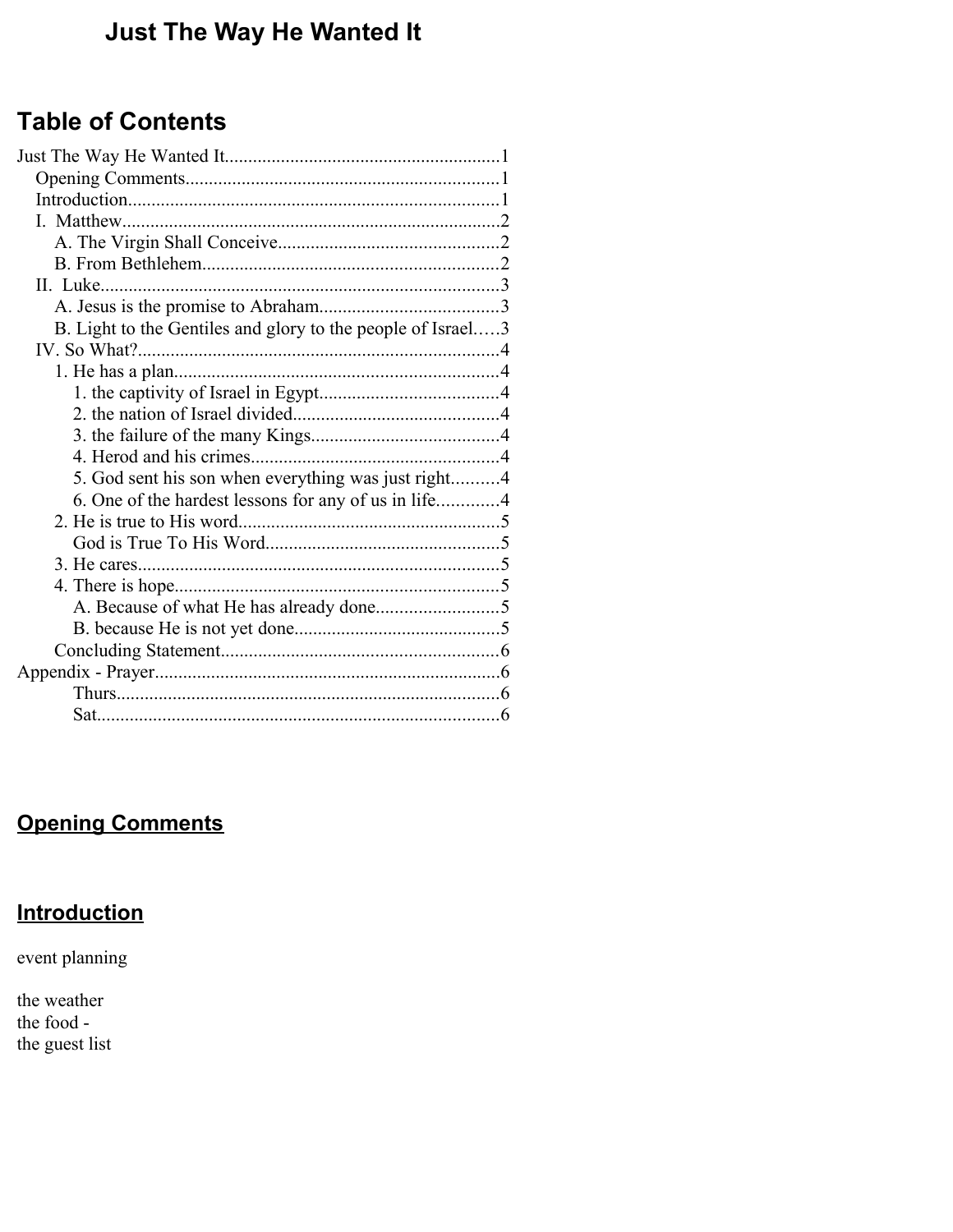# Just The Way He Wanted It

## Table of Contents

- Just The Way He Wanted It........................................................1
  - Opening Comments..................................................................1
  - Introduction.............................................................................1
  - I. Matthew...............................................................................2
    - A. The Virgin Shall Conceive...............................................2
    - B. From Bethlehem...............................................................2
  - II. Luke....................................................................................3
    - A. Jesus is the promise to Abraham......................................3
    - B. Light to the Gentiles and glory to the people of Israel.....3
  - IV. So What?...........................................................................4
    - 1. He has a plan....................................................................4
      - 1. the captivity of Israel in Egypt......................................4
      - 2. the nation of Israel divided............................................4
      - 3. the failure of the many Kings........................................4
      - 4. Herod and his crimes.....................................................4
      - 5. God sent his son when everything was just right..........4
      - 6. One of the hardest lessons for any of us in life.............4
    - 2. He is true to His word.......................................................5
      - God is True To His Word.................................................5
    - 3. He cares............................................................................5
    - 4. There is hope....................................................................5
      - A. Because of what He has already done..........................5
      - B. because He is not yet done............................................5
    - Concluding Statement...........................................................6
- Appendix - Prayer.........................................................................6
  - Thurs.................................................................................6
  - Sat.....................................................................................6

## <u>Opening Comments</u>

## <u>Introduction</u>

event planning

the weather
the food -
the guest list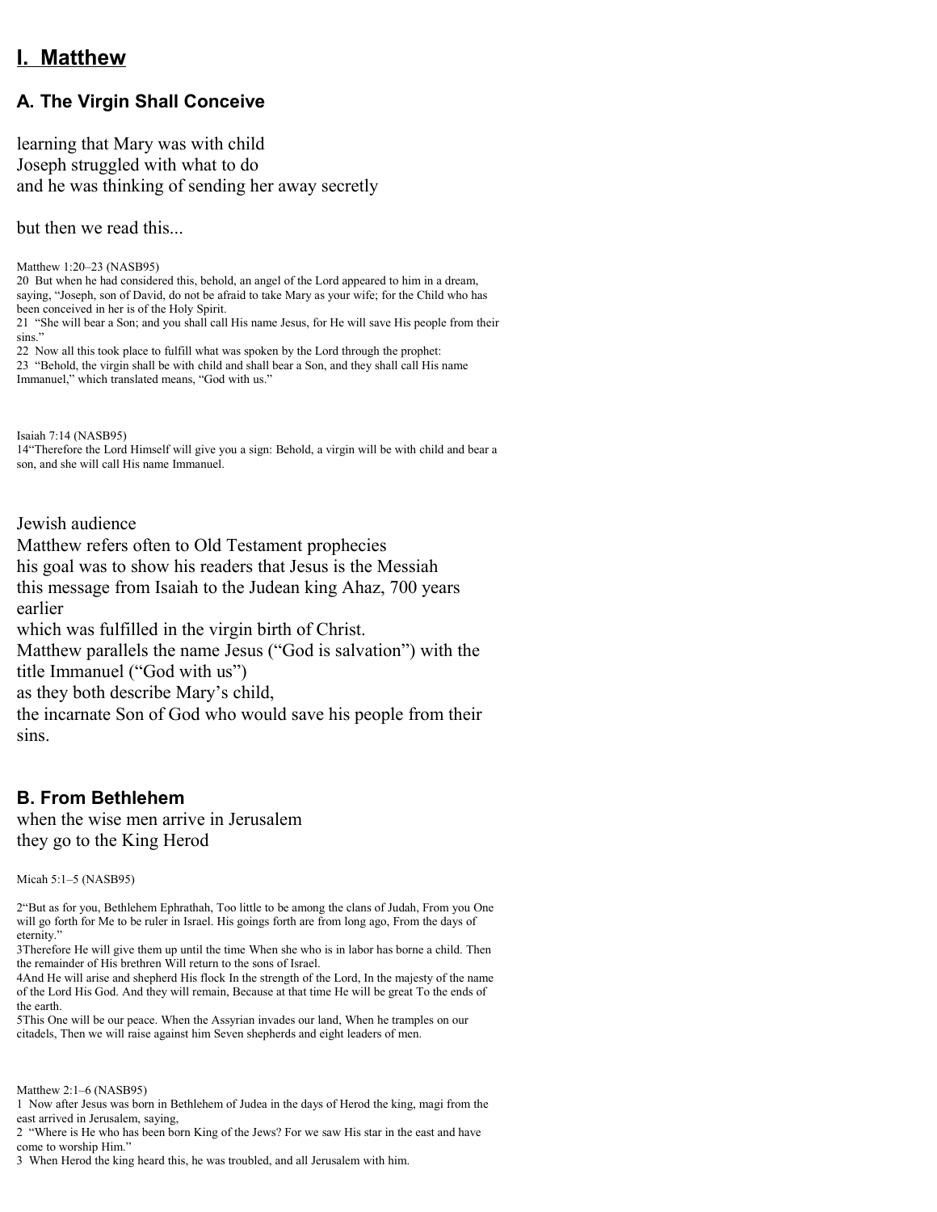## I. Matthew

### A. The Virgin Shall Conceive

learning that Mary was with child
Joseph struggled with what to do
and he was thinking of sending her away secretly

but then we read this...

Matthew 1:20–23 (NASB95)
20 But when he had considered this, behold, an angel of the Lord appeared to him in a dream, saying, "Joseph, son of David, do not be afraid to take Mary as your wife; for the Child who has been conceived in her is of the Holy Spirit.
21 "She will bear a Son; and you shall call His name Jesus, for He will save His people from their sins."
22 Now all this took place to fulfill what was spoken by the Lord through the prophet:
23 "Behold, the virgin shall be with child and shall bear a Son, and they shall call His name Immanuel," which translated means, "God with us."

Isaiah 7:14 (NASB95)
14"Therefore the Lord Himself will give you a sign: Behold, a virgin will be with child and bear a son, and she will call His name Immanuel.

Jewish audience
Matthew refers often to Old Testament prophecies
his goal was to show his readers that Jesus is the Messiah
this message from Isaiah to the Judean king Ahaz, 700 years earlier
which was fulfilled in the virgin birth of Christ.
Matthew parallels the name Jesus ("God is salvation") with the title Immanuel ("God with us")
as they both describe Mary's child,
the incarnate Son of God who would save his people from their sins.

### B. From Bethlehem

when the wise men arrive in Jerusalem
they go to the King Herod

Micah 5:1–5 (NASB95)

2"But as for you, Bethlehem Ephrathah, Too little to be among the clans of Judah, From you One will go forth for Me to be ruler in Israel. His goings forth are from long ago, From the days of eternity."
3Therefore He will give them up until the time When she who is in labor has borne a child. Then the remainder of His brethren Will return to the sons of Israel.
4And He will arise and shepherd His flock In the strength of the Lord, In the majesty of the name of the Lord His God. And they will remain, Because at that time He will be great To the ends of the earth.
5This One will be our peace. When the Assyrian invades our land, When he tramples on our citadels, Then we will raise against him Seven shepherds and eight leaders of men.

Matthew 2:1–6 (NASB95)
1 Now after Jesus was born in Bethlehem of Judea in the days of Herod the king, magi from the east arrived in Jerusalem, saying,
2 "Where is He who has been born King of the Jews? For we saw His star in the east and have come to worship Him."
3 When Herod the king heard this, he was troubled, and all Jerusalem with him.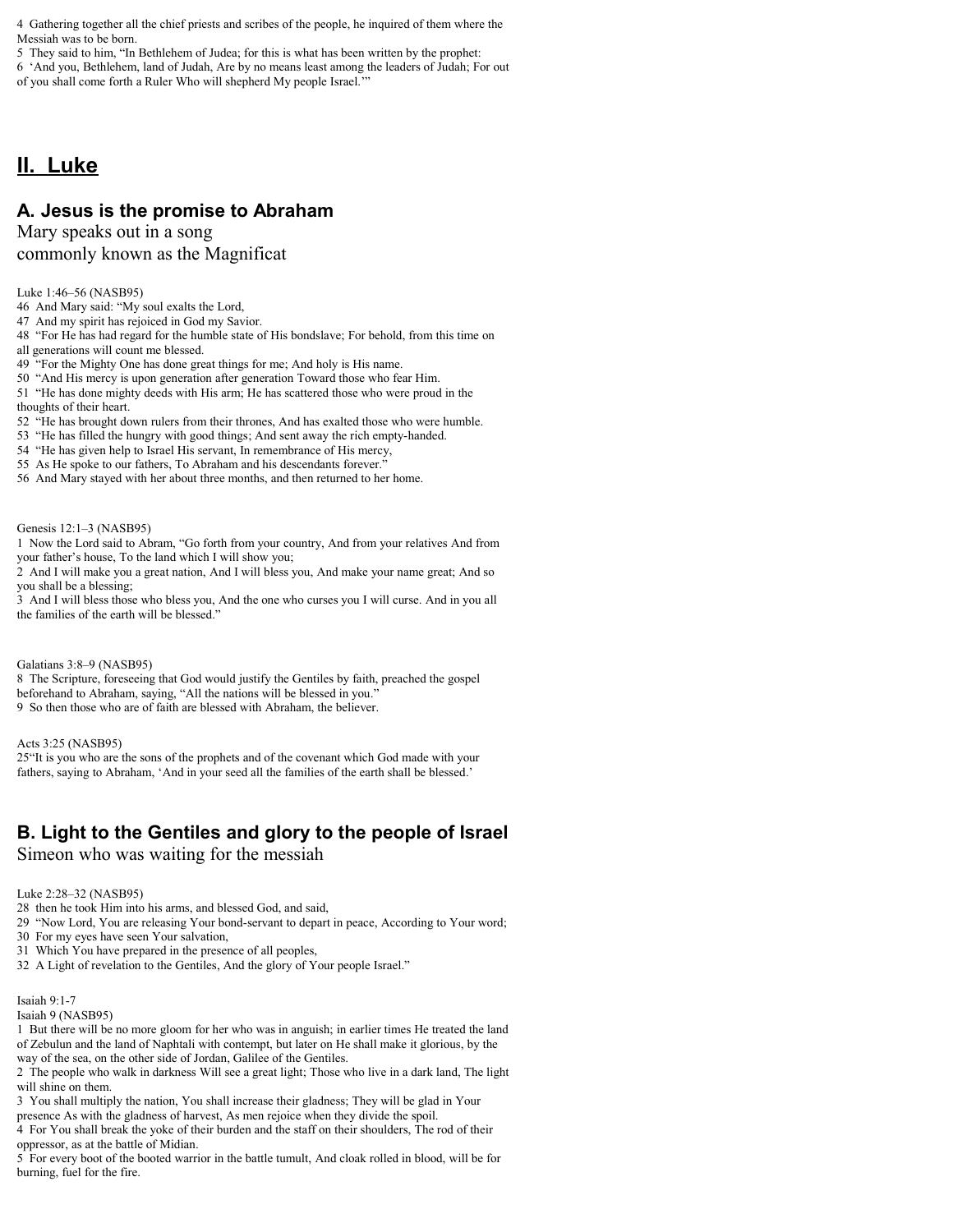4 Gathering together all the chief priests and scribes of the people, he inquired of them where the Messiah was to be born.
5 They said to him, "In Bethlehem of Judea; for this is what has been written by the prophet:
6 'And you, Bethlehem, land of Judah, Are by no means least among the leaders of Judah; For out of you shall come forth a Ruler Who will shepherd My people Israel.'"

## II. Luke

### A. Jesus is the promise to Abraham

Mary speaks out in a song
commonly known as the Magnificat

Luke 1:46–56 (NASB95)
46 And Mary said: "My soul exalts the Lord,
47 And my spirit has rejoiced in God my Savior.
48 "For He has had regard for the humble state of His bondslave; For behold, from this time on all generations will count me blessed.
49 "For the Mighty One has done great things for me; And holy is His name.
50 "And His mercy is upon generation after generation Toward those who fear Him.
51 "He has done mighty deeds with His arm; He has scattered those who were proud in the thoughts of their heart.
52 "He has brought down rulers from their thrones, And has exalted those who were humble.
53 "He has filled the hungry with good things; And sent away the rich empty-handed.
54 "He has given help to Israel His servant, In remembrance of His mercy,
55 As He spoke to our fathers, To Abraham and his descendants forever."
56 And Mary stayed with her about three months, and then returned to her home.

Genesis 12:1–3 (NASB95)
1 Now the Lord said to Abram, "Go forth from your country, And from your relatives And from your father's house, To the land which I will show you;
2 And I will make you a great nation, And I will bless you, And make your name great; And so you shall be a blessing;
3 And I will bless those who bless you, And the one who curses you I will curse. And in you all the families of the earth will be blessed."

Galatians 3:8–9 (NASB95)
8 The Scripture, foreseeing that God would justify the Gentiles by faith, preached the gospel beforehand to Abraham, saying, "All the nations will be blessed in you."
9 So then those who are of faith are blessed with Abraham, the believer.

Acts 3:25 (NASB95)
25"It is you who are the sons of the prophets and of the covenant which God made with your fathers, saying to Abraham, 'And in your seed all the families of the earth shall be blessed.'

### B. Light to the Gentiles and glory to the people of Israel

Simeon who was waiting for the messiah

Luke 2:28–32 (NASB95)
28 then he took Him into his arms, and blessed God, and said,
29 "Now Lord, You are releasing Your bond-servant to depart in peace, According to Your word;
30 For my eyes have seen Your salvation,
31 Which You have prepared in the presence of all peoples,
32 A Light of revelation to the Gentiles, And the glory of Your people Israel."

Isaiah 9:1-7
Isaiah 9 (NASB95)
1 But there will be no more gloom for her who was in anguish; in earlier times He treated the land of Zebulun and the land of Naphtali with contempt, but later on He shall make it glorious, by the way of the sea, on the other side of Jordan, Galilee of the Gentiles.
2 The people who walk in darkness Will see a great light; Those who live in a dark land, The light will shine on them.
3 You shall multiply the nation, You shall increase their gladness; They will be glad in Your presence As with the gladness of harvest, As men rejoice when they divide the spoil.
4 For You shall break the yoke of their burden and the staff on their shoulders, The rod of their oppressor, as at the battle of Midian.
5 For every boot of the booted warrior in the battle tumult, And cloak rolled in blood, will be for burning, fuel for the fire.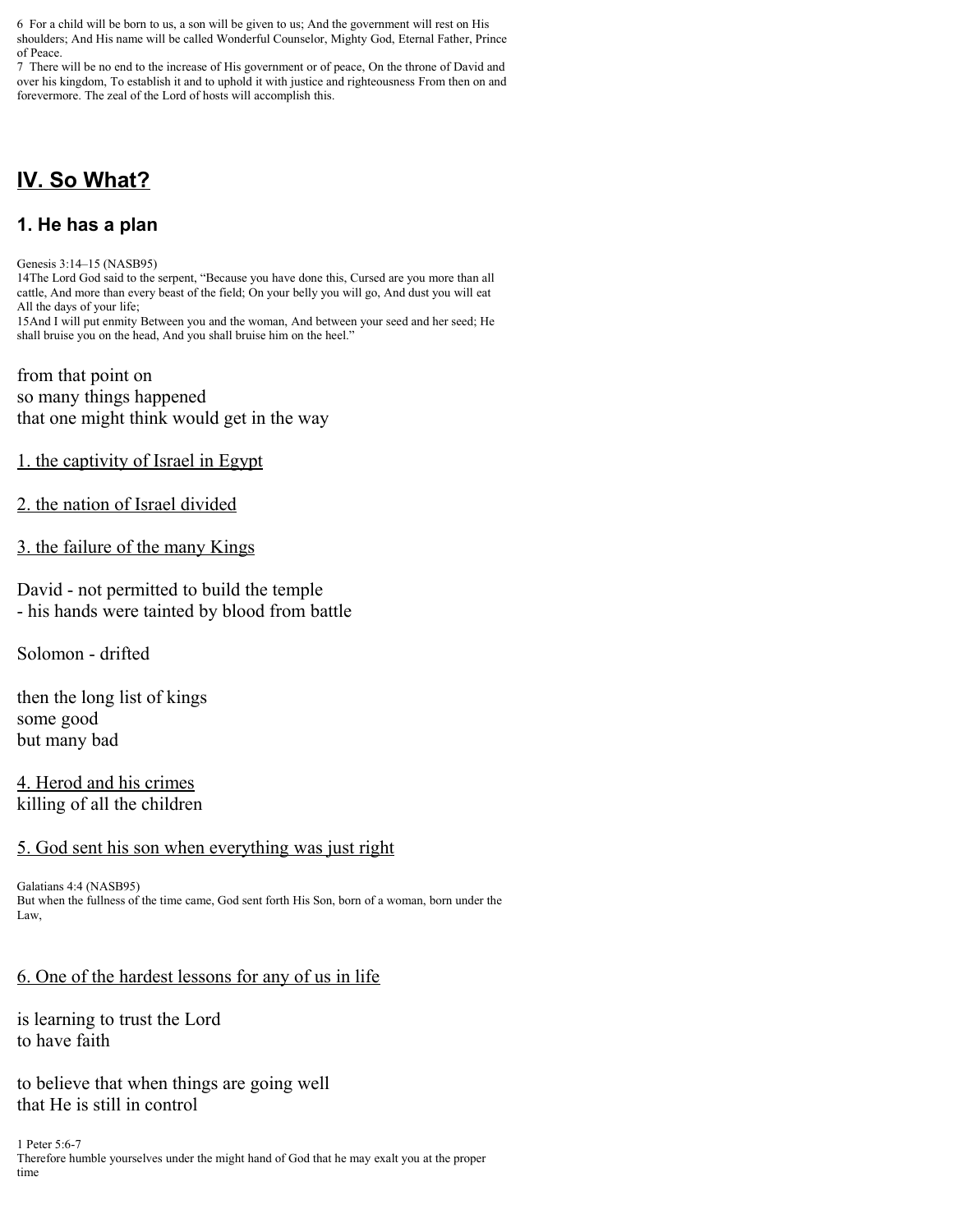6 For a child will be born to us, a son will be given to us; And the government will rest on His shoulders; And His name will be called Wonderful Counselor, Mighty God, Eternal Father, Prince of Peace.
7 There will be no end to the increase of His government or of peace, On the throne of David and over his kingdom, To establish it and to uphold it with justice and righteousness From then on and forevermore. The zeal of the Lord of hosts will accomplish this.

## IV. So What?

### 1. He has a plan

Genesis 3:14–15 (NASB95)
14The Lord God said to the serpent, "Because you have done this, Cursed are you more than all cattle, And more than every beast of the field; On your belly you will go, And dust you will eat All the days of your life;
15And I will put enmity Between you and the woman, And between your seed and her seed; He shall bruise you on the head, And you shall bruise him on the heel."

from that point on
so many things happened
that one might think would get in the way

1. the captivity of Israel in Egypt

2. the nation of Israel divided

3. the failure of the many Kings

David - not permitted to build the temple
- his hands were tainted by blood from battle

Solomon - drifted

then the long list of kings
some good
but many bad

4. Herod and his crimes
killing of all the children

5. God sent his son when everything was just right

Galatians 4:4 (NASB95)
But when the fullness of the time came, God sent forth His Son, born of a woman, born under the Law,

6. One of the hardest lessons for any of us in life

is learning to trust the Lord
to have faith

to believe that when things are going well
that He is still in control

1 Peter 5:6-7
Therefore humble yourselves under the might hand of God that he may exalt you at the proper time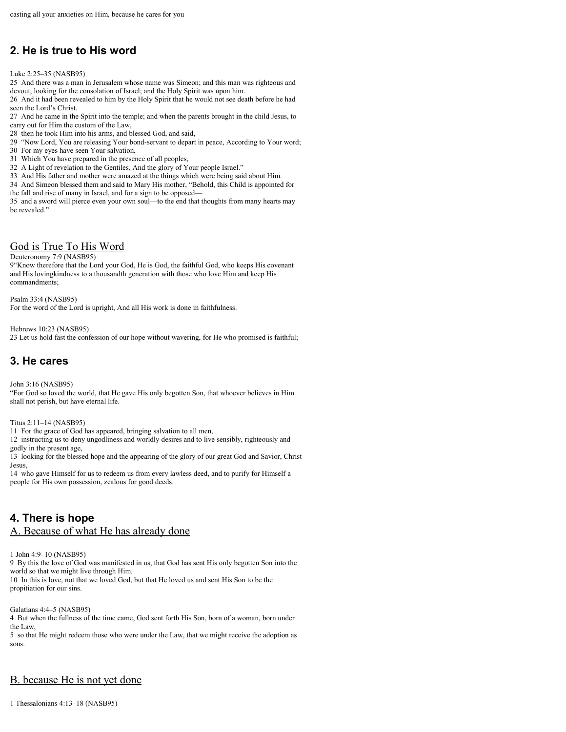casting all your anxieties on Him, because he cares for you

## 2. He is true to His word

Luke 2:25–35 (NASB95)

25 And there was a man in Jerusalem whose name was Simeon; and this man was righteous and devout, looking for the consolation of Israel; and the Holy Spirit was upon him.

26 And it had been revealed to him by the Holy Spirit that he would not see death before he had seen the Lord's Christ.

27 And he came in the Spirit into the temple; and when the parents brought in the child Jesus, to carry out for Him the custom of the Law,

28 then he took Him into his arms, and blessed God, and said,

29 "Now Lord, You are releasing Your bond-servant to depart in peace, According to Your word;

30 For my eyes have seen Your salvation,

31 Which You have prepared in the presence of all peoples,

32 A Light of revelation to the Gentiles, And the glory of Your people Israel."

33 And His father and mother were amazed at the things which were being said about Him.

34 And Simeon blessed them and said to Mary His mother, "Behold, this Child is appointed for the fall and rise of many in Israel, and for a sign to be opposed—

35 and a sword will pierce even your own soul—to the end that thoughts from many hearts may be revealed."

<u>God is True To His Word</u>

Deuteronomy 7:9 (NASB95)

9"Know therefore that the Lord your God, He is God, the faithful God, who keeps His covenant and His lovingkindness to a thousandth generation with those who love Him and keep His commandments;

Psalm 33:4 (NASB95)

For the word of the Lord is upright, And all His work is done in faithfulness.

Hebrews 10:23 (NASB95)

23 Let us hold fast the confession of our hope without wavering, for He who promised is faithful;

## 3. He cares

John 3:16 (NASB95)

"For God so loved the world, that He gave His only begotten Son, that whoever believes in Him shall not perish, but have eternal life.

Titus 2:11–14 (NASB95)

11 For the grace of God has appeared, bringing salvation to all men,

12 instructing us to deny ungodliness and worldly desires and to live sensibly, righteously and godly in the present age,

13 looking for the blessed hope and the appearing of the glory of our great God and Savior, Christ Jesus,

14 who gave Himself for us to redeem us from every lawless deed, and to purify for Himself a people for His own possession, zealous for good deeds.

## 4. There is hope

<u>A. Because of what He has already done</u>

1 John 4:9–10 (NASB95)

9 By this the love of God was manifested in us, that God has sent His only begotten Son into the world so that we might live through Him.

10 In this is love, not that we loved God, but that He loved us and sent His Son to be the propitiation for our sins.

Galatians 4:4–5 (NASB95)

4 But when the fullness of the time came, God sent forth His Son, born of a woman, born under the Law,

5 so that He might redeem those who were under the Law, that we might receive the adoption as sons.

<u>B. because He is not yet done</u>

1 Thessalonians 4:13–18 (NASB95)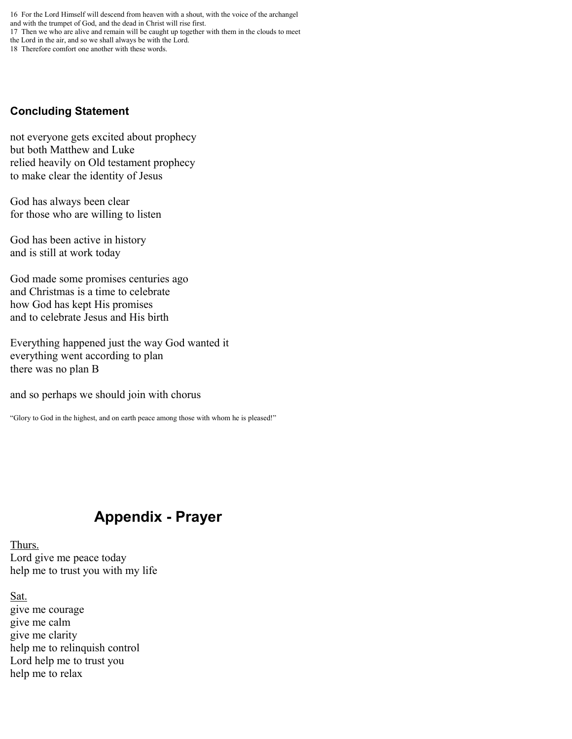16 For the Lord Himself will descend from heaven with a shout, with the voice of the archangel and with the trumpet of God, and the dead in Christ will rise first.
17 Then we who are alive and remain will be caught up together with them in the clouds to meet the Lord in the air, and so we shall always be with the Lord.
18 Therefore comfort one another with these words.

### Concluding Statement

not everyone gets excited about prophecy
but both Matthew and Luke
relied heavily on Old testament prophecy
to make clear the identity of Jesus

God has always been clear
for those who are willing to listen

God has been active in history
and is still at work today

God made some promises centuries ago
and Christmas is a time to celebrate
how God has kept His promises
and to celebrate Jesus and His birth

Everything happened just the way God wanted it
everything went according to plan
there was no plan B

and so perhaps we should join with chorus

"Glory to God in the highest, and on earth peace among those with whom he is pleased!"

## Appendix - Prayer

<u>Thurs.</u>
Lord give me peace today
help me to trust you with my life

<u>Sat.</u>
give me courage
give me calm
give me clarity
help me to relinquish control
Lord help me to trust you
help me to relax